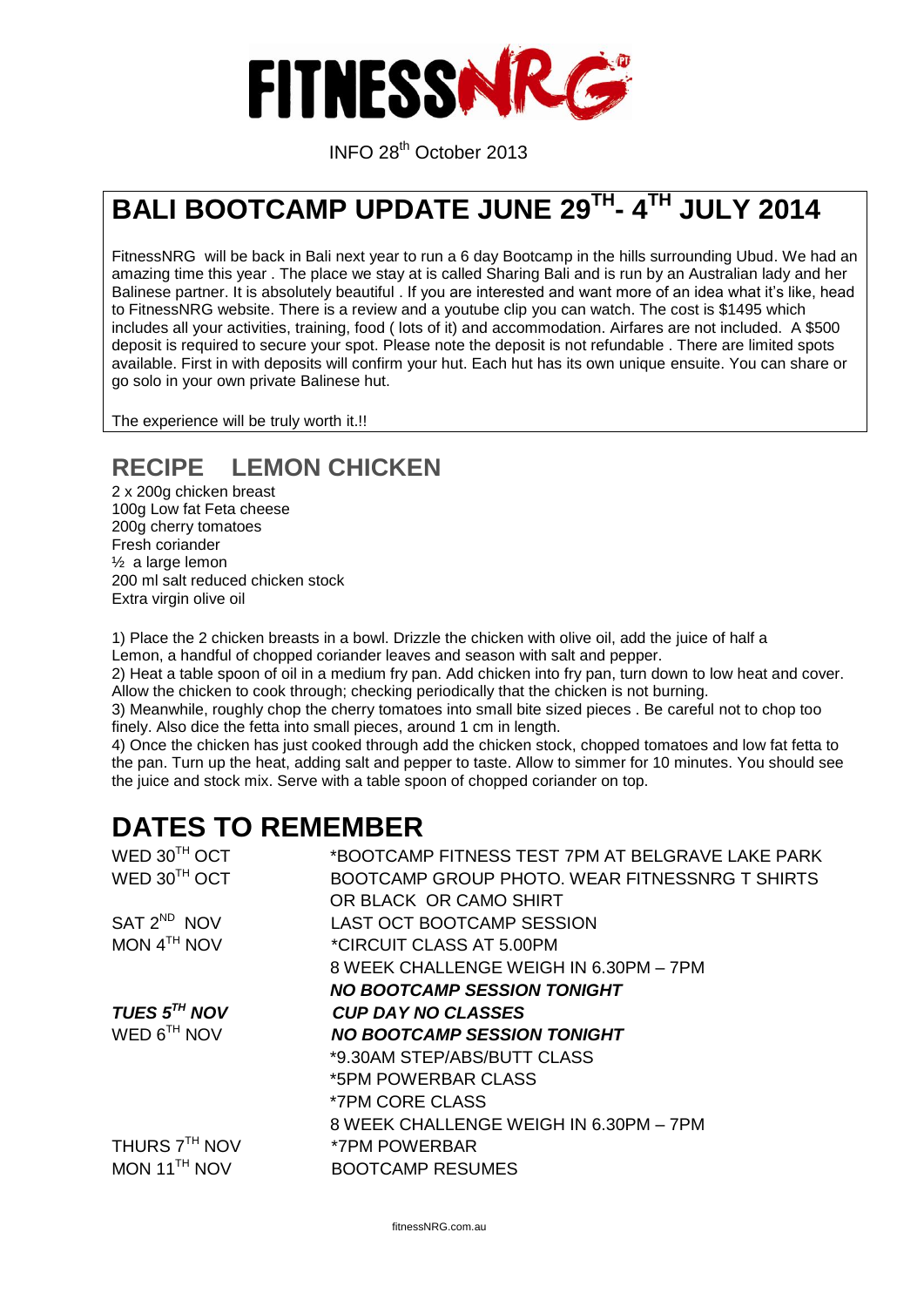# FITNESSNRG

INFO 28th October 2013

## BALI BOOTCAMP UPDATE JUNE 29TH- 4TH JULY 2014

FitnessNRG will be back in Bali next year to run a 6 day Bootcamp in the hills surrounding Ubud. We had an amazing time this year . The place we stay at is called Sharing Bali and is run by an Australian lady and her Balinese partner. It is absolutely beautiful . If you are interested and want more of an idea what it's like, head to FitnessNRG website. There is a review and a youtube clip you can watch. The cost is $1495 which includes all your activities, training, food ( lots of it) and accommodation. Airfares are not included. A $500 deposit is required to secure your spot. Please note the deposit is not refundable . There are limited spots available. First in with deposits will confirm your hut. Each hut has its own unique ensuite. You can share or go solo in your own private Balinese hut.

The experience will be truly worth it.!!

## RECIPE LEMON CHICKEN

2 x 200g chicken breast
100g Low fat Feta cheese
200g cherry tomatoes
Fresh coriander
½ a large lemon
200 ml salt reduced chicken stock
Extra virgin olive oil

1) Place the 2 chicken breasts in a bowl. Drizzle the chicken with olive oil, add the juice of half a Lemon, a handful of chopped coriander leaves and season with salt and pepper.
2) Heat a table spoon of oil in a medium fry pan. Add chicken into fry pan, turn down to low heat and cover. Allow the chicken to cook through; checking periodically that the chicken is not burning.
3) Meanwhile, roughly chop the cherry tomatoes into small bite sized pieces . Be careful not to chop too finely. Also dice the fetta into small pieces, around 1 cm in length.
4) Once the chicken has just cooked through add the chicken stock, chopped tomatoes and low fat fetta to the pan. Turn up the heat, adding salt and pepper to taste. Allow to simmer for 10 minutes. You should see the juice and stock mix. Serve with a table spoon of chopped coriander on top.

# DATES TO REMEMBER

| | |
|---|---|
| WED 30TH OCT | *BOOTCAMP FITNESS TEST 7PM AT BELGRAVE LAKE PARK |
| WED 30TH OCT | BOOTCAMP GROUP PHOTO. WEAR FITNESSNRG T SHIRTS OR BLACK OR CAMO SHIRT |
| SAT 2ND NOV | LAST OCT BOOTCAMP SESSION |
| MON 4TH NOV | *CIRCUIT CLASS AT 5.00PM |
| | 8 WEEK CHALLENGE WEIGH IN 6.30PM – 7PM |
| | ***NO BOOTCAMP SESSION TONIGHT*** |
| ***TUES 5TH NOV*** | ***CUP DAY NO CLASSES*** |
| WED 6TH NOV | ***NO BOOTCAMP SESSION TONIGHT*** |
| | *9.30AM STEP/ABS/BUTT CLASS |
| | *5PM POWERBAR CLASS |
| | *7PM CORE CLASS |
| | 8 WEEK CHALLENGE WEIGH IN 6.30PM – 7PM |
| THURS 7TH NOV | *7PM POWERBAR |
| MON 11TH NOV | BOOTCAMP RESUMES |

fitnessNRG.com.au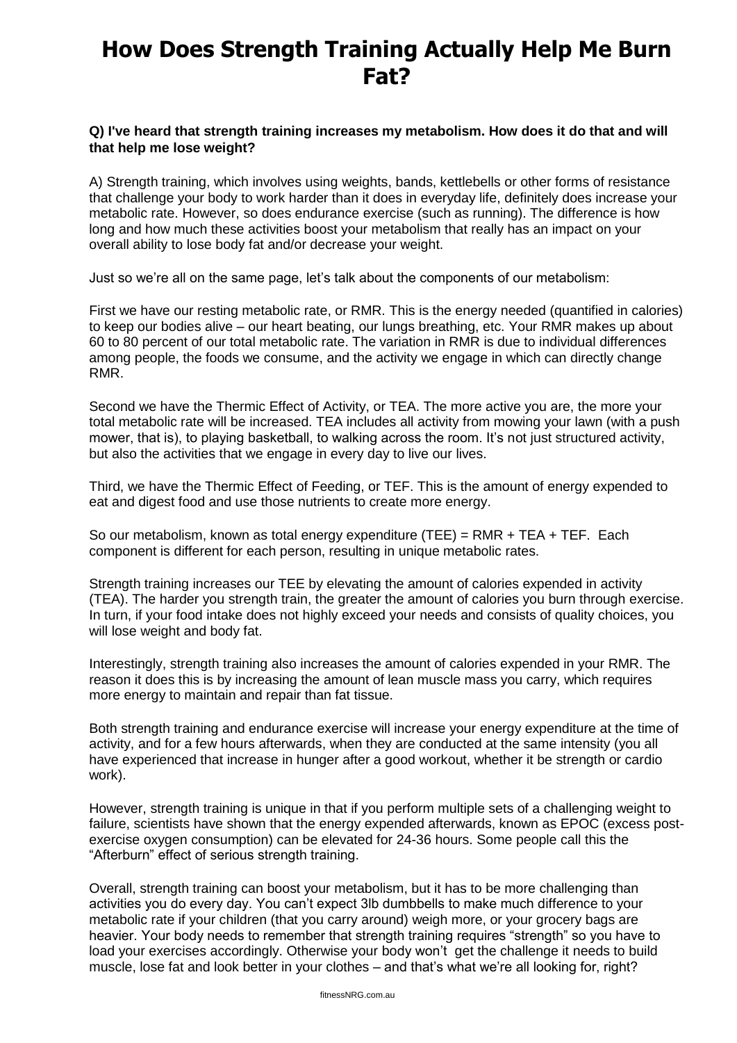# How Does Strength Training Actually Help Me Burn Fat?

**Q) I've heard that strength training increases my metabolism. How does it do that and will that help me lose weight?**

A) Strength training, which involves using weights, bands, kettlebells or other forms of resistance that challenge your body to work harder than it does in everyday life, definitely does increase your metabolic rate. However, so does endurance exercise (such as running). The difference is how long and how much these activities boost your metabolism that really has an impact on your overall ability to lose body fat and/or decrease your weight.

Just so we're all on the same page, let's talk about the components of our metabolism:

First we have our resting metabolic rate, or RMR. This is the energy needed (quantified in calories) to keep our bodies alive – our heart beating, our lungs breathing, etc. Your RMR makes up about 60 to 80 percent of our total metabolic rate. The variation in RMR is due to individual differences among people, the foods we consume, and the activity we engage in which can directly change RMR.

Second we have the Thermic Effect of Activity, or TEA. The more active you are, the more your total metabolic rate will be increased. TEA includes all activity from mowing your lawn (with a push mower, that is), to playing basketball, to walking across the room. It's not just structured activity, but also the activities that we engage in every day to live our lives.

Third, we have the Thermic Effect of Feeding, or TEF. This is the amount of energy expended to eat and digest food and use those nutrients to create more energy.

So our metabolism, known as total energy expenditure (TEE) = RMR + TEA + TEF. Each component is different for each person, resulting in unique metabolic rates.

Strength training increases our TEE by elevating the amount of calories expended in activity (TEA). The harder you strength train, the greater the amount of calories you burn through exercise. In turn, if your food intake does not highly exceed your needs and consists of quality choices, you will lose weight and body fat.

Interestingly, strength training also increases the amount of calories expended in your RMR. The reason it does this is by increasing the amount of lean muscle mass you carry, which requires more energy to maintain and repair than fat tissue.

Both strength training and endurance exercise will increase your energy expenditure at the time of activity, and for a few hours afterwards, when they are conducted at the same intensity (you all have experienced that increase in hunger after a good workout, whether it be strength or cardio work).

However, strength training is unique in that if you perform multiple sets of a challenging weight to failure, scientists have shown that the energy expended afterwards, known as EPOC (excess post-exercise oxygen consumption) can be elevated for 24-36 hours. Some people call this the "Afterburn" effect of serious strength training.

Overall, strength training can boost your metabolism, but it has to be more challenging than activities you do every day. You can't expect 3lb dumbbells to make much difference to your metabolic rate if your children (that you carry around) weigh more, or your grocery bags are heavier. Your body needs to remember that strength training requires "strength" so you have to load your exercises accordingly. Otherwise your body won't get the challenge it needs to build muscle, lose fat and look better in your clothes – and that's what we're all looking for, right?

fitnessNRG.com.au